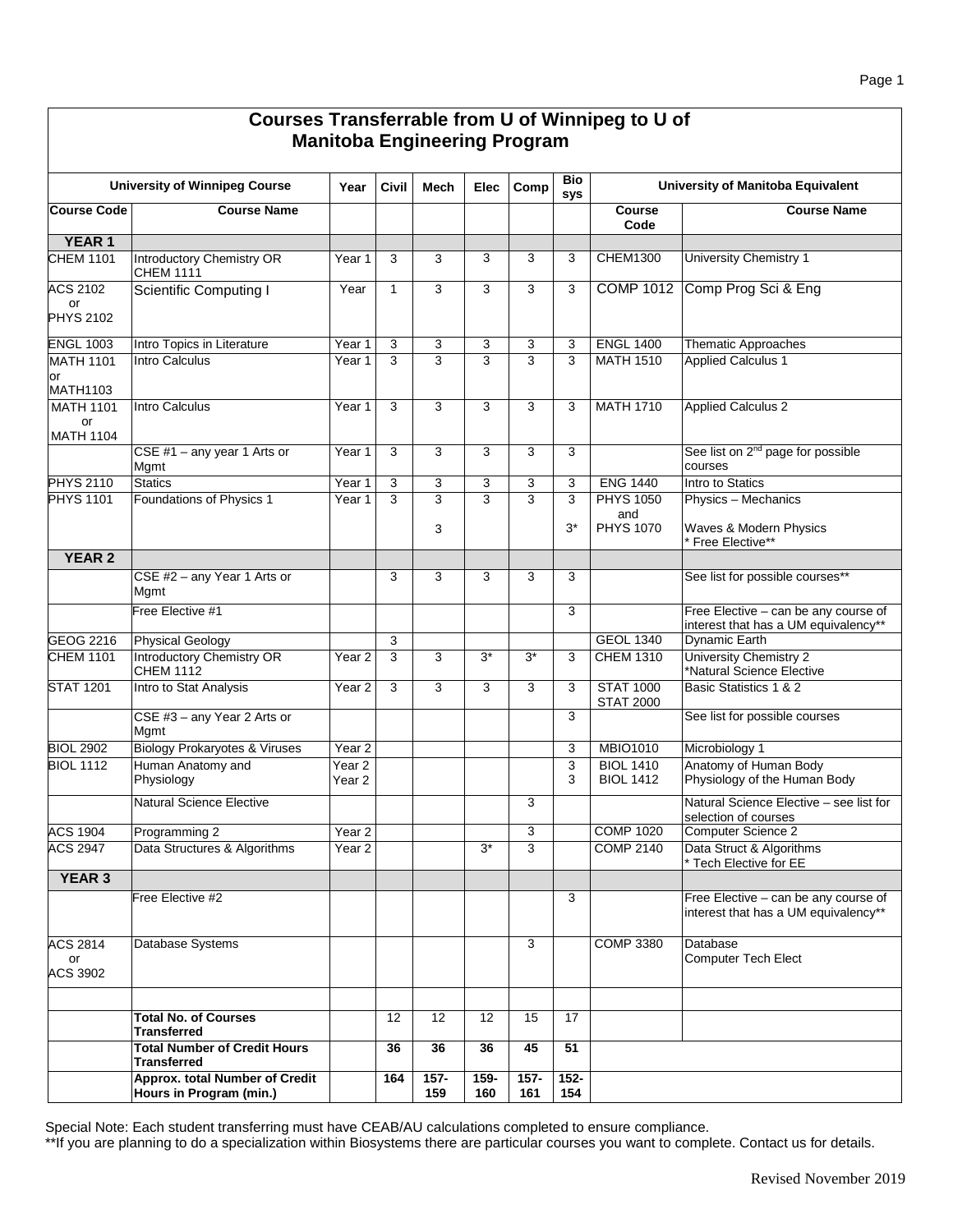# Courses Transferrable from U of Winnipeg to U of Manitoba Engineering Program

| University of Winnipeg Course | | Year | Civil | Mech | Elec | Comp | Bio sys | University of Manitoba Equivalent | |
|---|---|---|---|---|---|---|---|---|---|
| **Course Code** | **Course Name** | | | | | | | **Course Code** | **Course Name** |
| **YEAR 1** | | | | | | | | | |
| CHEM 1101 | Introductory Chemistry OR CHEM 1111 | Year 1 | 3 | 3 | 3 | 3 | 3 | CHEM1300 | University Chemistry 1 |
| ACS 2102 or PHYS 2102 | Scientific Computing I | Year | 1 | 3 | 3 | 3 | 3 | COMP 1012 | Comp Prog Sci & Eng |
| ENGL 1003 | Intro Topics in Literature | Year 1 | 3 | 3 | 3 | 3 | 3 | ENGL 1400 | Thematic Approaches |
| MATH 1101 or MATH1103 | Intro Calculus | Year 1 | 3 | 3 | 3 | 3 | 3 | MATH 1510 | Applied Calculus 1 |
| MATH 1101 or MATH 1104 | Intro Calculus | Year 1 | 3 | 3 | 3 | 3 | 3 | MATH 1710 | Applied Calculus 2 |
| | CSE #1 – any year 1 Arts or Mgmt | Year 1 | 3 | 3 | 3 | 3 | 3 | | See list on 2nd page for possible courses |
| PHYS 2110 | Statics | Year 1 | 3 | 3 | 3 | 3 | 3 | ENG 1440 | Intro to Statics |
| PHYS 1101 | Foundations of Physics 1 | Year 1 | 3 | 3<br>3 | 3 | 3 | 3<br>3* | PHYS 1050 and PHYS 1070 | Physics – Mechanics<br>Waves & Modern Physics<br>* Free Elective** |
| **YEAR 2** | | | | | | | | | |
| | CSE #2 – any Year 1 Arts or Mgmt | | 3 | 3 | 3 | 3 | 3 | | See list for possible courses** |
| | Free Elective #1 | | | | | | 3 | | Free Elective – can be any course of interest that has a UM equivalency** |
| GEOG 2216 | Physical Geology | | 3 | | | | | GEOL 1340 | Dynamic Earth |
| CHEM 1101 | Introductory Chemistry OR CHEM 1112 | Year 2 | 3 | 3 | 3* | 3* | 3 | CHEM 1310 | University Chemistry 2<br>*Natural Science Elective |
| STAT 1201 | Intro to Stat Analysis | Year 2 | 3 | 3 | 3 | 3 | 3 | STAT 1000<br>STAT 2000 | Basic Statistics 1 & 2 |
| | CSE #3 – any Year 2 Arts or Mgmt | | | | | | 3 | | See list for possible courses |
| BIOL 2902 | Biology Prokaryotes & Viruses | Year 2 | | | | | 3 | MBIO1010 | Microbiology 1 |
| BIOL 1112 | Human Anatomy and Physiology | Year 2<br>Year 2 | | | | | 3<br>3 | BIOL 1410<br>BIOL 1412 | Anatomy of Human Body<br>Physiology of the Human Body |
| | Natural Science Elective | | | | | 3 | | | Natural Science Elective – see list for selection of courses |
| ACS 1904 | Programming 2 | Year 2 | | | | 3 | | COMP 1020 | Computer Science 2 |
| ACS 2947 | Data Structures & Algorithms | Year 2 | | | 3* | 3 | | COMP 2140 | Data Struct & Algorithms<br>* Tech Elective for EE |
| **YEAR 3** | | | | | | | | | |
| | Free Elective #2 | | | | | | 3 | | Free Elective – can be any course of interest that has a UM equivalency** |
| ACS 2814 or ACS 3902 | Database Systems | | | | | 3 | | COMP 3380 | Database<br>Computer Tech Elect |
| | | | | | | | | | |
| | **Total No. of Courses Transferred** | | 12 | 12 | 12 | 15 | 17 | | |
| | **Total Number of Credit Hours Transferred** | | **36** | **36** | **36** | **45** | **51** | | |
| | **Approx. total Number of Credit Hours in Program (min.)** | | **164** | **157-159** | **159-160** | **157-161** | **152-154** | | |

Special Note: Each student transferring must have CEAB/AU calculations completed to ensure compliance.

**If you are planning to do a specialization within Biosystems there are particular courses you want to complete. Contact us for details.

Revised November 2019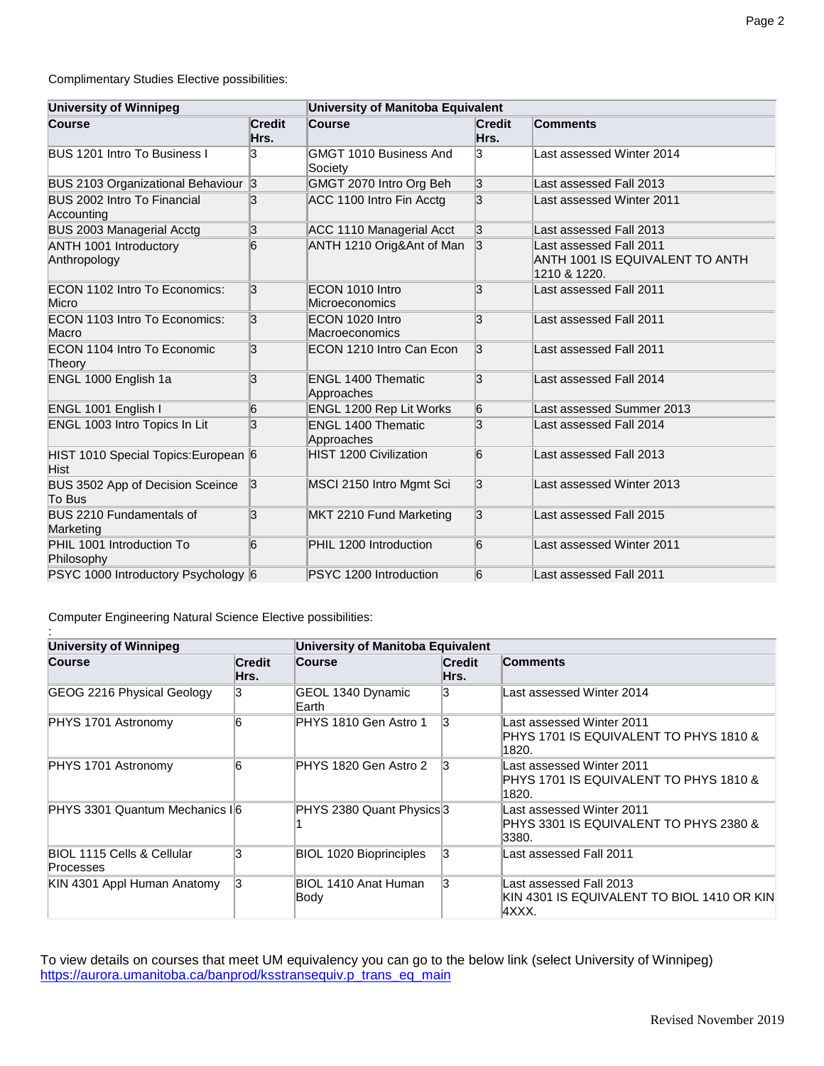Complimentary Studies Elective possibilities:

| University of Winnipeg | | University of Manitoba Equivalent | | |
|---|---|---|---|---|
| **Course** | **Credit Hrs.** | **Course** | **Credit Hrs.** | **Comments** |
| BUS 1201 Intro To Business I | 3 | GMGT 1010 Business And Society | 3 | Last assessed Winter 2014 |
| BUS 2103 Organizational Behaviour | 3 | GMGT 2070 Intro Org Beh | 3 | Last assessed Fall 2013 |
| BUS 2002 Intro To Financial Accounting | 3 | ACC 1100 Intro Fin Acctg | 3 | Last assessed Winter 2011 |
| BUS 2003 Managerial Acctg | 3 | ACC 1110 Managerial Acct | 3 | Last assessed Fall 2013 |
| ANTH 1001 Introductory Anthropology | 6 | ANTH 1210 Orig&Ant of Man | 3 | Last assessed Fall 2011 ANTH 1001 IS EQUIVALENT TO ANTH 1210 & 1220. |
| ECON 1102 Intro To Economics: Micro | 3 | ECON 1010 Intro Microeconomics | 3 | Last assessed Fall 2011 |
| ECON 1103 Intro To Economics: Macro | 3 | ECON 1020 Intro Macroeconomics | 3 | Last assessed Fall 2011 |
| ECON 1104 Intro To Economic Theory | 3 | ECON 1210 Intro Can Econ | 3 | Last assessed Fall 2011 |
| ENGL 1000 English 1a | 3 | ENGL 1400 Thematic Approaches | 3 | Last assessed Fall 2014 |
| ENGL 1001 English I | 6 | ENGL 1200 Rep Lit Works | 6 | Last assessed Summer 2013 |
| ENGL 1003 Intro Topics In Lit | 3 | ENGL 1400 Thematic Approaches | 3 | Last assessed Fall 2014 |
| HIST 1010 Special Topics:European Hist | 6 | HIST 1200 Civilization | 6 | Last assessed Fall 2013 |
| BUS 3502 App of Decision Sceince To Bus | 3 | MSCI 2150 Intro Mgmt Sci | 3 | Last assessed Winter 2013 |
| BUS 2210 Fundamentals of Marketing | 3 | MKT 2210 Fund Marketing | 3 | Last assessed Fall 2015 |
| PHIL 1001 Introduction To Philosophy | 6 | PHIL 1200 Introduction | 6 | Last assessed Winter 2011 |
| PSYC 1000 Introductory Psychology | 6 | PSYC 1200 Introduction | 6 | Last assessed Fall 2011 |

Computer Engineering Natural Science Elective possibilities:

:

| University of Winnipeg | | University of Manitoba Equivalent | | |
|---|---|---|---|---|
| **Course** | **Credit Hrs.** | **Course** | **Credit Hrs.** | **Comments** |
| GEOG 2216 Physical Geology | 3 | GEOL 1340 Dynamic Earth | 3 | Last assessed Winter 2014 |
| PHYS 1701 Astronomy | 6 | PHYS 1810 Gen Astro 1 | 3 | Last assessed Winter 2011 PHYS 1701 IS EQUIVALENT TO PHYS 1810 & 1820. |
| PHYS 1701 Astronomy | 6 | PHYS 1820 Gen Astro 2 | 3 | Last assessed Winter 2011 PHYS 1701 IS EQUIVALENT TO PHYS 1810 & 1820. |
| PHYS 3301 Quantum Mechanics I | 6 | PHYS 2380 Quant Physics 1 | 3 | Last assessed Winter 2011 PHYS 3301 IS EQUIVALENT TO PHYS 2380 & 3380. |
| BIOL 1115 Cells & Cellular Processes | 3 | BIOL 1020 Bioprinciples | 3 | Last assessed Fall 2011 |
| KIN 4301 Appl Human Anatomy | 3 | BIOL 1410 Anat Human Body | 3 | Last assessed Fall 2013 KIN 4301 IS EQUIVALENT TO BIOL 1410 OR KIN 4XXX. |

To view details on courses that meet UM equivalency you can go to the below link (select University of Winnipeg)
https://aurora.umanitoba.ca/banprod/ksstransequiv.p_trans_eq_main

Revised November 2019